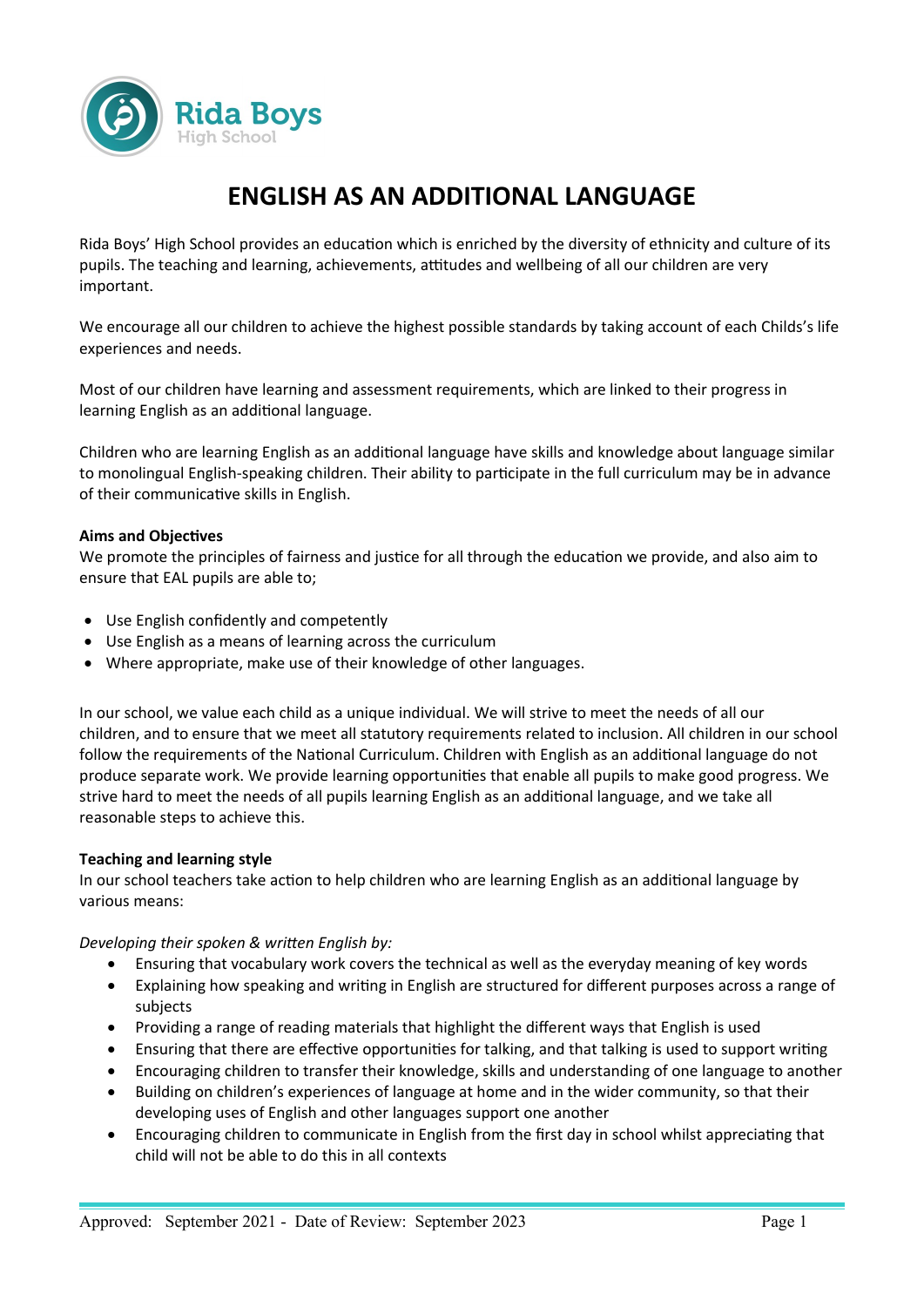# ENGLISH AS AN ADDITIONAL LANGUAGE

Rida Boys' High School provides an education which is enriched by the diversity of ethnicity and culture of its pupils. The teaching and learning, achievements, attitudes and wellbeing of all our children are very important.

We encourage all our children to achieve the highest possible standards by taking account of each Childs's life experiences and needs.

Most of our children have learning and assessment requirements, which are linked to their progress in learning English as an additional language.

Children who are learning English as an additional language have skills and knowledge about language similar to monolingual English-speaking children. Their ability to participate in the full curriculum may be in advance of their communicative skills in English.

**Aims and Objectives**

We promote the principles of fairness and justice for all through the education we provide, and also aim to ensure that EAL pupils are able to;

- Use English confidently and competently
- Use English as a means of learning across the curriculum
- Where appropriate, make use of their knowledge of other languages.

In our school, we value each child as a unique individual. We will strive to meet the needs of all our children, and to ensure that we meet all statutory requirements related to inclusion. All children in our school follow the requirements of the National Curriculum. Children with English as an additional language do not produce separate work. We provide learning opportunities that enable all pupils to make good progress. We strive hard to meet the needs of all pupils learning English as an additional language, and we take all reasonable steps to achieve this.

**Teaching and learning style**

In our school teachers take action to help children who are learning English as an additional language by various means:

*Developing their spoken & written English by:*

- Ensuring that vocabulary work covers the technical as well as the everyday meaning of key words
- Explaining how speaking and writing in English are structured for different purposes across a range of subjects
- Providing a range of reading materials that highlight the different ways that English is used
- Ensuring that there are effective opportunities for talking, and that talking is used to support writing
- Encouraging children to transfer their knowledge, skills and understanding of one language to another
- Building on children's experiences of language at home and in the wider community, so that their developing uses of English and other languages support one another
- Encouraging children to communicate in English from the first day in school whilst appreciating that child will not be able to do this in all contexts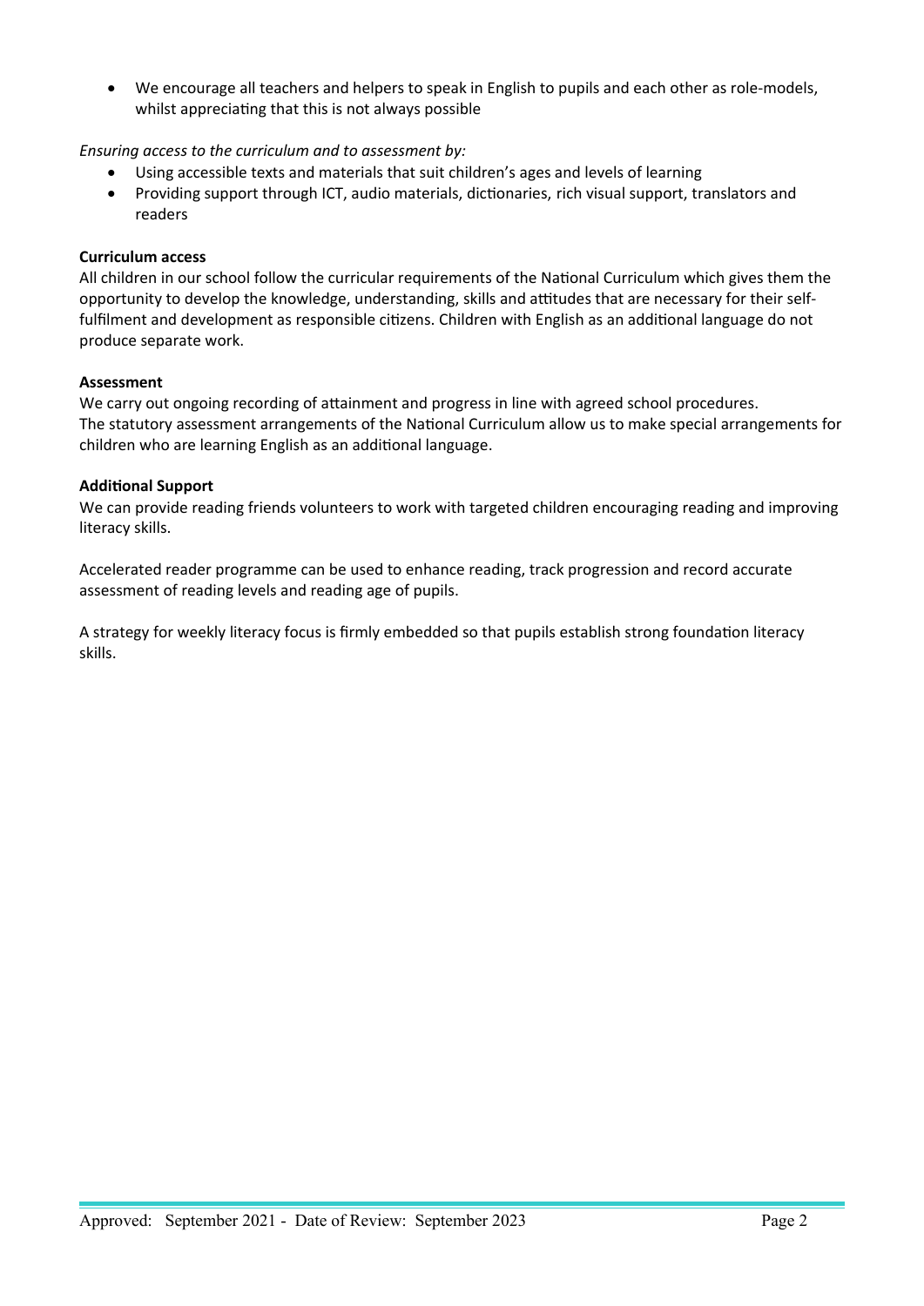- We encourage all teachers and helpers to speak in English to pupils and each other as role-models, whilst appreciating that this is not always possible

*Ensuring access to the curriculum and to assessment by:*

- Using accessible texts and materials that suit children's ages and levels of learning
- Providing support through ICT, audio materials, dictionaries, rich visual support, translators and readers

**Curriculum access**

All children in our school follow the curricular requirements of the National Curriculum which gives them the opportunity to develop the knowledge, understanding, skills and attitudes that are necessary for their self-fulfilment and development as responsible citizens. Children with English as an additional language do not produce separate work.

**Assessment**

We carry out ongoing recording of attainment and progress in line with agreed school procedures.
The statutory assessment arrangements of the National Curriculum allow us to make special arrangements for children who are learning English as an additional language.

**Additional Support**

We can provide reading friends volunteers to work with targeted children encouraging reading and improving literacy skills.

Accelerated reader programme can be used to enhance reading, track progression and record accurate assessment of reading levels and reading age of pupils.

A strategy for weekly literacy focus is firmly embedded so that pupils establish strong foundation literacy skills.